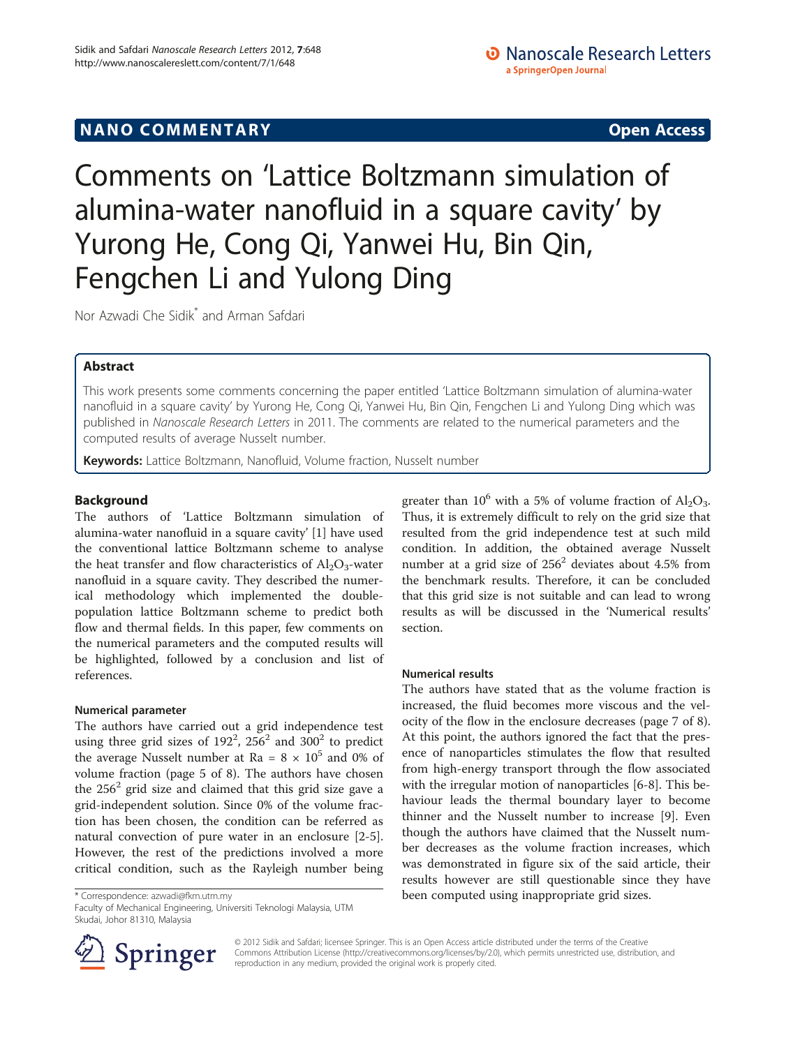NANO COMMENTARY

Open Access

# Comments on 'Lattice Boltzmann simulation of alumina-water nanofluid in a square cavity' by Yurong He, Cong Qi, Yanwei Hu, Bin Qin, Fengchen Li and Yulong Ding

Nor Azwadi Che Sidik* and Arman Safdari

## Abstract

This work presents some comments concerning the paper entitled 'Lattice Boltzmann simulation of alumina-water nanofluid in a square cavity' by Yurong He, Cong Qi, Yanwei Hu, Bin Qin, Fengchen Li and Yulong Ding which was published in *Nanoscale Research Letters* in 2011. The comments are related to the numerical parameters and the computed results of average Nusselt number.

**Keywords:** Lattice Boltzmann, Nanofluid, Volume fraction, Nusselt number

## Background

The authors of 'Lattice Boltzmann simulation of alumina-water nanofluid in a square cavity' [1] have used the conventional lattice Boltzmann scheme to analyse the heat transfer and flow characteristics of $Al_2O_3$-water nanofluid in a square cavity. They described the numerical methodology which implemented the double-population lattice Boltzmann scheme to predict both flow and thermal fields. In this paper, few comments on the numerical parameters and the computed results will be highlighted, followed by a conclusion and list of references.

### Numerical parameter

The authors have carried out a grid independence test using three grid sizes of $192^2$, $256^2$ and $300^2$ to predict the average Nusselt number at Ra = $8 \times 10^5$ and 0% of volume fraction (page 5 of 8). The authors have chosen the $256^2$ grid size and claimed that this grid size gave a grid-independent solution. Since 0% of the volume fraction has been chosen, the condition can be referred as natural convection of pure water in an enclosure [2-5]. However, the rest of the predictions involved a more critical condition, such as the Rayleigh number being greater than $10^6$ with a 5% of volume fraction of $Al_2O_3$. Thus, it is extremely difficult to rely on the grid size that resulted from the grid independence test at such mild condition. In addition, the obtained average Nusselt number at a grid size of $256^2$ deviates about 4.5% from the benchmark results. Therefore, it can be concluded that this grid size is not suitable and can lead to wrong results as will be discussed in the 'Numerical results' section.

### Numerical results

The authors have stated that as the volume fraction is increased, the fluid becomes more viscous and the velocity of the flow in the enclosure decreases (page 7 of 8). At this point, the authors ignored the fact that the presence of nanoparticles stimulates the flow that resulted from high-energy transport through the flow associated with the irregular motion of nanoparticles [6-8]. This behaviour leads the thermal boundary layer to become thinner and the Nusselt number to increase [9]. Even though the authors have claimed that the Nusselt number decreases as the volume fraction increases, which was demonstrated in figure six of the said article, their results however are still questionable since they have been computed using inappropriate grid sizes.

* Correspondence: azwadi@fkm.utm.my
Faculty of Mechanical Engineering, Universiti Teknologi Malaysia, UTM Skudai, Johor 81310, Malaysia

© 2012 Sidik and Safdari; licensee Springer. This is an Open Access article distributed under the terms of the Creative Commons Attribution License (http://creativecommons.org/licenses/by/2.0), which permits unrestricted use, distribution, and reproduction in any medium, provided the original work is properly cited.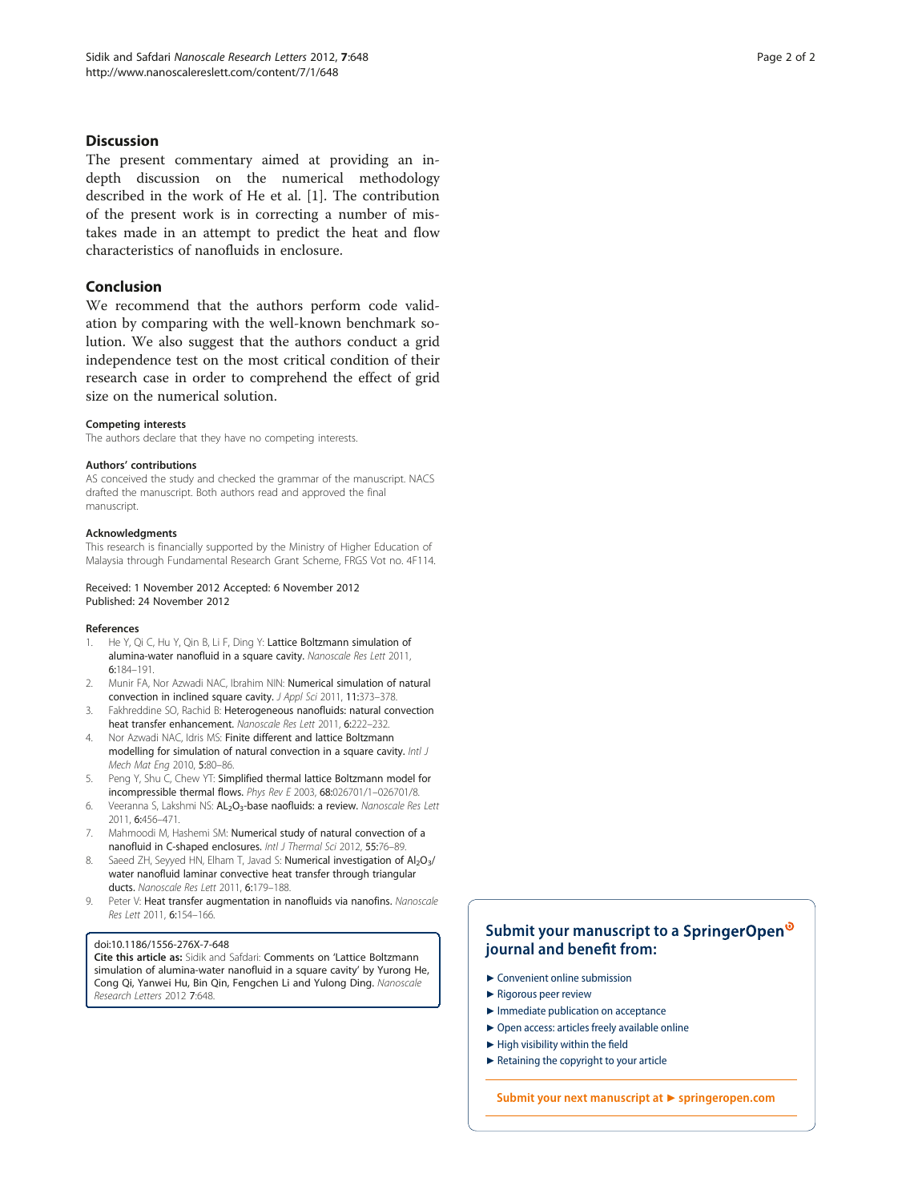## Discussion

The present commentary aimed at providing an in-depth discussion on the numerical methodology described in the work of He et al. [1]. The contribution of the present work is in correcting a number of mistakes made in an attempt to predict the heat and flow characteristics of nanofluids in enclosure.

## Conclusion

We recommend that the authors perform code validation by comparing with the well-known benchmark solution. We also suggest that the authors conduct a grid independence test on the most critical condition of their research case in order to comprehend the effect of grid size on the numerical solution.

#### Competing interests

The authors declare that they have no competing interests.

#### Authors' contributions

AS conceived the study and checked the grammar of the manuscript. NACS drafted the manuscript. Both authors read and approved the final manuscript.

#### Acknowledgments

This research is financially supported by the Ministry of Higher Education of Malaysia through Fundamental Research Grant Scheme, FRGS Vot no. 4F114.

Received: 1 November 2012 Accepted: 6 November 2012
Published: 24 November 2012

#### References

1. He Y, Qi C, Hu Y, Qin B, Li F, Ding Y: **Lattice Boltzmann simulation of alumina-water nanofluid in a square cavity.** *Nanoscale Res Lett* 2011, **6:**184–191.
2. Munir FA, Nor Azwadi NAC, Ibrahim NIN: **Numerical simulation of natural convection in inclined square cavity.** *J Appl Sci* 2011, **11:**373–378.
3. Fakhreddine SO, Rachid B: **Heterogeneous nanofluids: natural convection heat transfer enhancement.** *Nanoscale Res Lett* 2011, **6:**222–232.
4. Nor Azwadi NAC, Idris MS: **Finite different and lattice Boltzmann modelling for simulation of natural convection in a square cavity.** *Intl J Mech Mat Eng* 2010, **5:**80–86.
5. Peng Y, Shu C, Chew YT: **Simplified thermal lattice Boltzmann model for incompressible thermal flows.** *Phys Rev E* 2003, **68:**026701/1–026701/8.
6. Veeranna S, Lakshmi NS: **$AL_2O_3$-base naofluids: a review.** *Nanoscale Res Lett* 2011, **6:**456–471.
7. Mahmoodi M, Hashemi SM: **Numerical study of natural convection of a nanofluid in C-shaped enclosures.** *Intl J Thermal Sci* 2012, **55:**76–89.
8. Saeed ZH, Seyyed HN, Elham T, Javad S: **Numerical investigation of $Al_2O_3$/water nanofluid laminar convective heat transfer through triangular ducts.** *Nanoscale Res Lett* 2011, **6:**179–188.
9. Peter V: **Heat transfer augmentation in nanofluids via nanofins.** *Nanoscale Res Lett* 2011, **6:**154–166.

doi:10.1186/1556-276X-7-648
**Cite this article as:** Sidik and Safdari: Comments on 'Lattice Boltzmann simulation of alumina-water nanofluid in a square cavity' by Yurong He, Cong Qi, Yanwei Hu, Bin Qin, Fengchen Li and Yulong Ding. *Nanoscale Research Letters* 2012 **7**:648.

**Submit your manuscript to a SpringerOpen journal and benefit from:**

- ► Convenient online submission
- ► Rigorous peer review
- ► Immediate publication on acceptance
- ► Open access: articles freely available online
- ► High visibility within the field
- ► Retaining the copyright to your article

**Submit your next manuscript at ► springeropen.com**